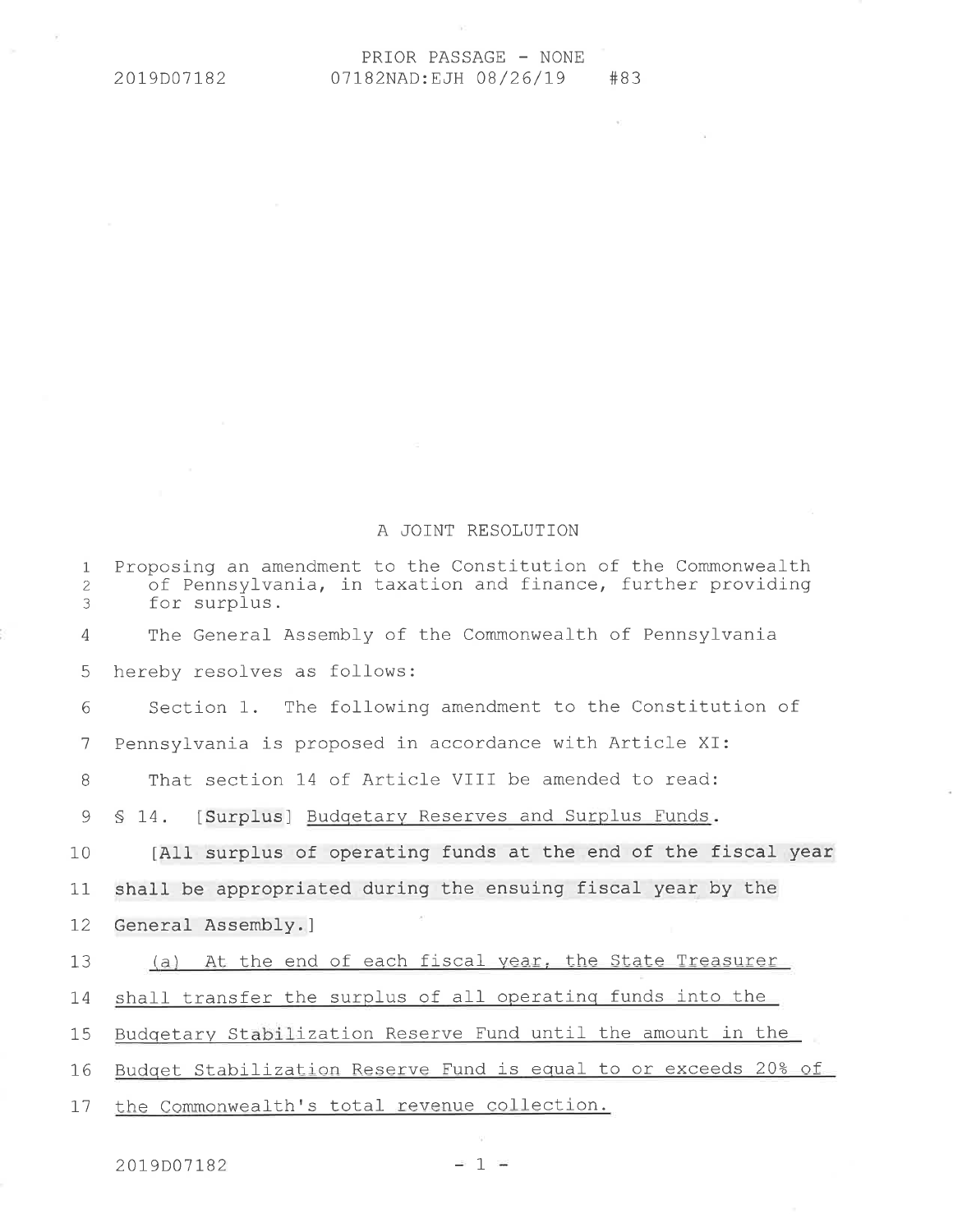PRIOR PASSAGE - NONE

2019D07182 07182NAD:EJH 08/26/19 #83

A JOINT RESOLUTION

Proposing an amendment to the Constitution of the Commonwealth of Pennsylvania, in taxation and finance, further providing for surplus.

The General Assembly of the Commonwealth of Pennsylvania hereby resolves as follows:

Section 1. The following amendment to the Constitution of Pennsylvania is proposed in accordance with Article XI:

That section 14 of Article VIII be amended to read:

§ 14. [Surplus] Budgetary Reserves and Surplus Funds.

[All surplus of operating funds at the end of the fiscal year shall be appropriated during the ensuing fiscal year by the General Assembly.]

(a) At the end of each fiscal year, the State Treasurer shall transfer the surplus of all operating funds into the Budgetary Stabilization Reserve Fund until the amount in the Budget Stabilization Reserve Fund is equal to or exceeds 20% of the Commonwealth's total revenue collection.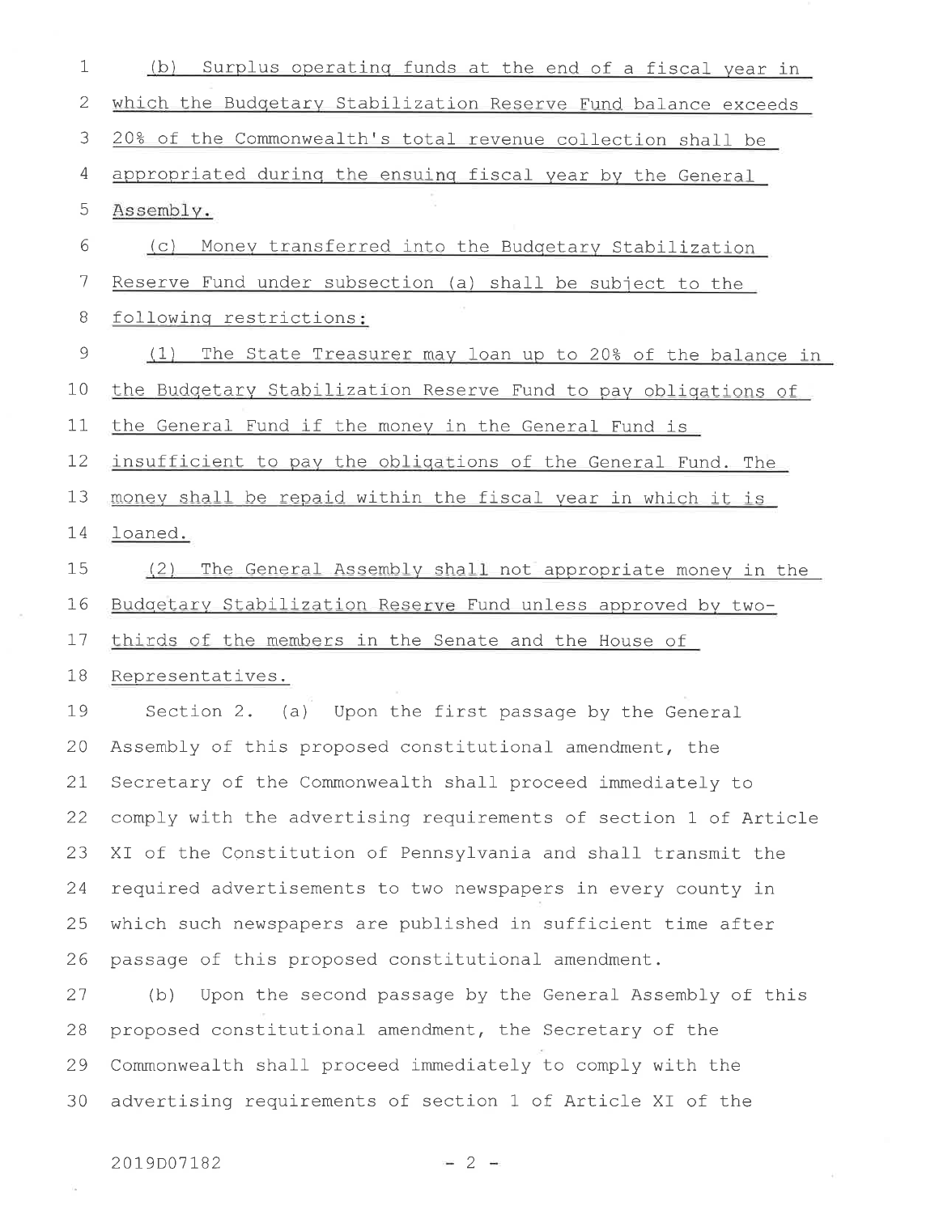(b) Surplus operating funds at the end of a fiscal year in which the Budgetary Stabilization Reserve Fund balance exceeds 20% of the Commonwealth's total revenue collection shall be appropriated during the ensuing fiscal year by the General Assembly.

(c) Money transferred into the Budgetary Stabilization Reserve Fund under subsection (a) shall be subject to the following restrictions:

(1) The State Treasurer may loan up to 20% of the balance in the Budgetary Stabilization Reserve Fund to pay obligations of the General Fund if the money in the General Fund is insufficient to pay the obligations of the General Fund. The money shall be repaid within the fiscal year in which it is loaned.

(2) The General Assembly shall not appropriate money in the Budgetary Stabilization Reserve Fund unless approved by two-thirds of the members in the Senate and the House of Representatives.

Section 2. (a) Upon the first passage by the General Assembly of this proposed constitutional amendment, the Secretary of the Commonwealth shall proceed immediately to comply with the advertising requirements of section 1 of Article XI of the Constitution of Pennsylvania and shall transmit the required advertisements to two newspapers in every county in which such newspapers are published in sufficient time after passage of this proposed constitutional amendment.

(b) Upon the second passage by the General Assembly of this proposed constitutional amendment, the Secretary of the Commonwealth shall proceed immediately to comply with the advertising requirements of section 1 of Article XI of the

2019D07182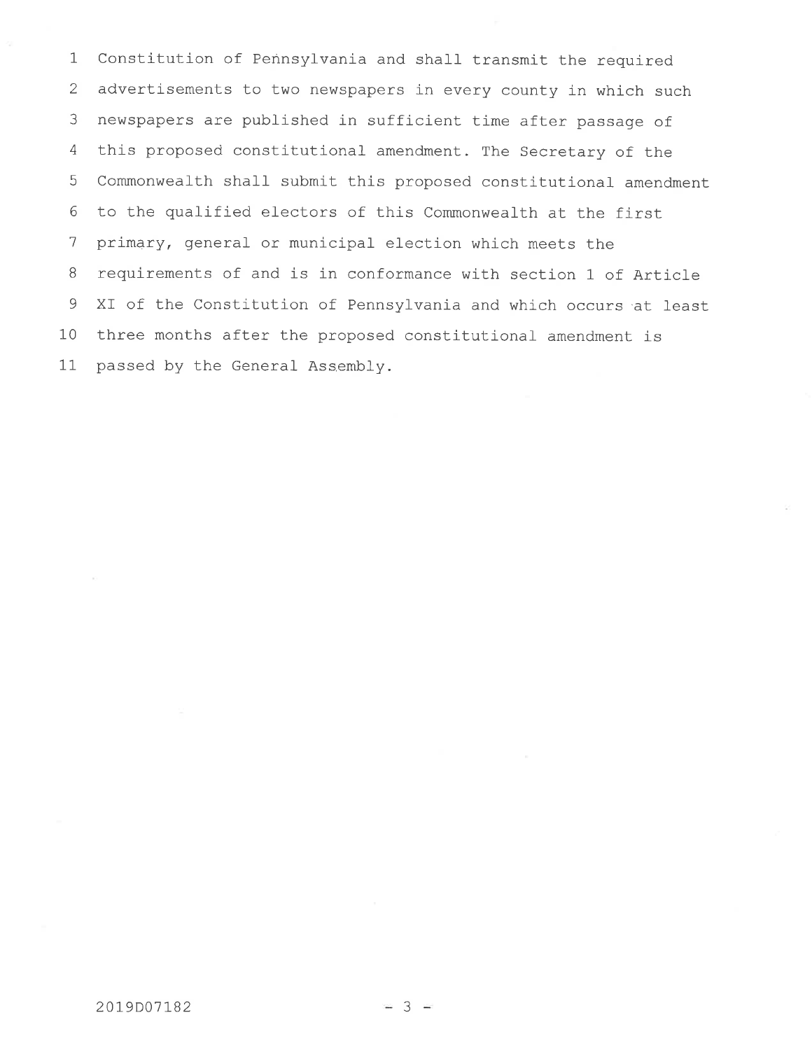Constitution of Pennsylvania and shall transmit the required advertisements to two newspapers in every county in which such newspapers are published in sufficient time after passage of this proposed constitutional amendment. The Secretary of the Commonwealth shall submit this proposed constitutional amendment to the qualified electors of this Commonwealth at the first primary, general or municipal election which meets the requirements of and is in conformance with section 1 of Article XI of the Constitution of Pennsylvania and which occurs at least three months after the proposed constitutional amendment is passed by the General Assembly.

2019D07182